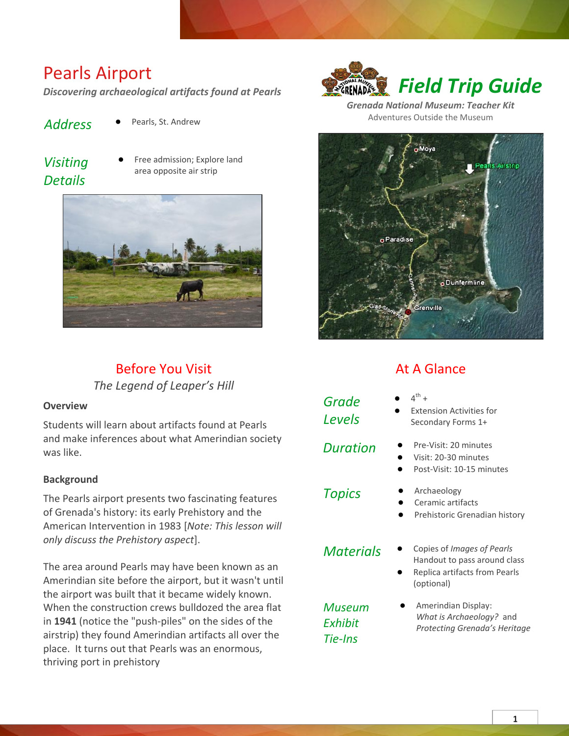# Pearls Airport

*Discovering archaeological artifacts found at Pearls*

# *Field Trip Guide*

***Grenada National Museum: Teacher Kit***

Adventures Outside the Museum

**Address**

- Pearls, St. Andrew

**Visiting Details**

- Free admission; Explore land area opposite air strip

## Before You Visit

*The Legend of Leaper's Hill*

### Overview

Students will learn about artifacts found at Pearls and make inferences about what Amerindian society was like.

### Background

The Pearls airport presents two fascinating features of Grenada's history: its early Prehistory and the American Intervention in 1983 [*Note: This lesson will only discuss the Prehistory aspect*].

The area around Pearls may have been known as an Amerindian site before the airport, but it wasn't until the airport was built that it became widely known. When the construction crews bulldozed the area flat in **1941** (notice the "push-piles" on the sides of the airstrip) they found Amerindian artifacts all over the place. It turns out that Pearls was an enormous, thriving port in prehistory

## At A Glance

**Grade Levels**

- 4th +
- Extension Activities for Secondary Forms 1+

**Duration**

- Pre-Visit: 20 minutes
- Visit: 20-30 minutes
- Post-Visit: 10-15 minutes

**Topics**

- Archaeology
- Ceramic artifacts
- Prehistoric Grenadian history

**Materials**

- Copies of *Images of Pearls* Handout to pass around class
- Replica artifacts from Pearls (optional)

**Museum Exhibit Tie-Ins**

- Amerindian Display: *What is Archaeology?* and *Protecting Grenada's Heritage*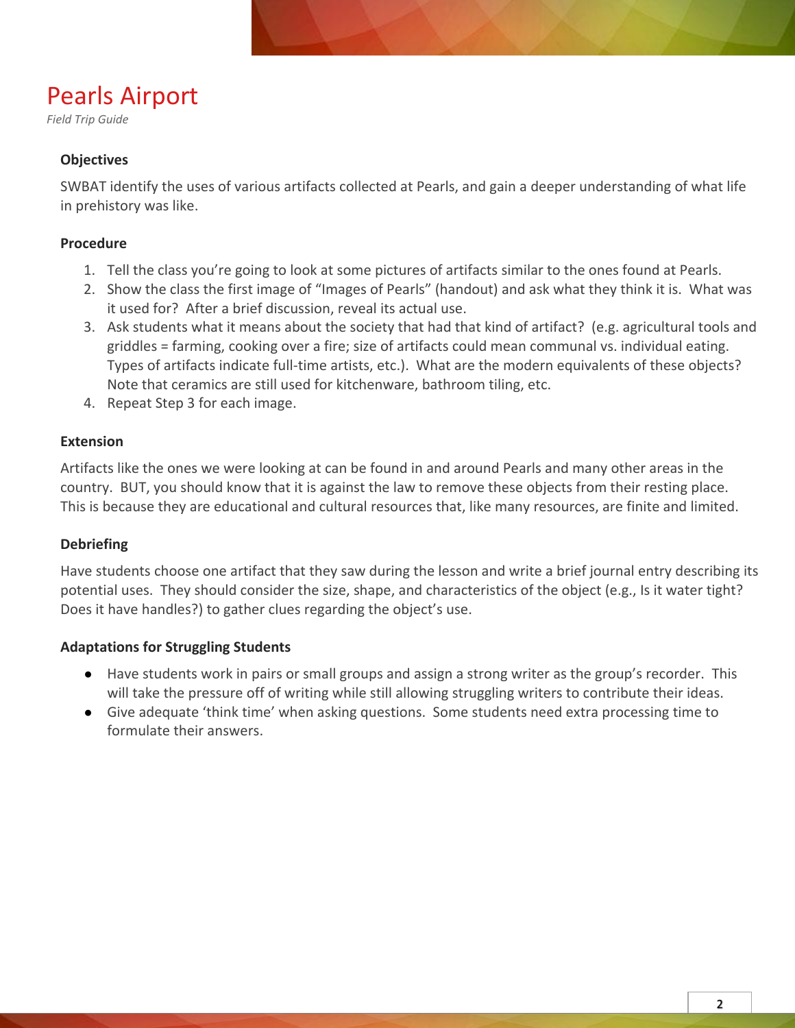# Pearls Airport

*Field Trip Guide*

### Objectives

SWBAT identify the uses of various artifacts collected at Pearls, and gain a deeper understanding of what life in prehistory was like.

### Procedure

1. Tell the class you're going to look at some pictures of artifacts similar to the ones found at Pearls.
2. Show the class the first image of "Images of Pearls" (handout) and ask what they think it is. What was it used for? After a brief discussion, reveal its actual use.
3. Ask students what it means about the society that had that kind of artifact? (e.g. agricultural tools and griddles = farming, cooking over a fire; size of artifacts could mean communal vs. individual eating. Types of artifacts indicate full-time artists, etc.). What are the modern equivalents of these objects? Note that ceramics are still used for kitchenware, bathroom tiling, etc.
4. Repeat Step 3 for each image.

### Extension

Artifacts like the ones we were looking at can be found in and around Pearls and many other areas in the country. BUT, you should know that it is against the law to remove these objects from their resting place. This is because they are educational and cultural resources that, like many resources, are finite and limited.

### Debriefing

Have students choose one artifact that they saw during the lesson and write a brief journal entry describing its potential uses. They should consider the size, shape, and characteristics of the object (e.g., Is it water tight? Does it have handles?) to gather clues regarding the object's use.

### Adaptations for Struggling Students

- Have students work in pairs or small groups and assign a strong writer as the group's recorder. This will take the pressure off of writing while still allowing struggling writers to contribute their ideas.
- Give adequate 'think time' when asking questions. Some students need extra processing time to formulate their answers.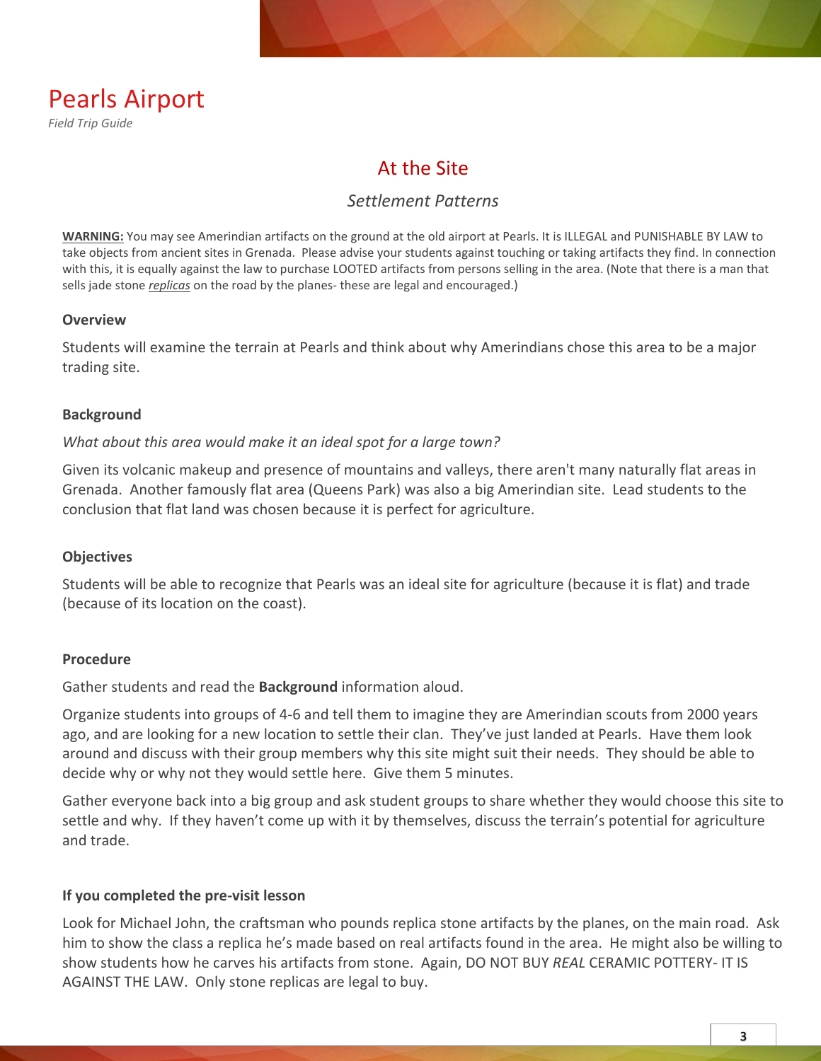# Pearls Airport

*Field Trip Guide*

## At the Site

### *Settlement Patterns*

**WARNING:** You may see Amerindian artifacts on the ground at the old airport at Pearls. It is ILLEGAL and PUNISHABLE BY LAW to take objects from ancient sites in Grenada. Please advise your students against touching or taking artifacts they find. In connection with this, it is equally against the law to purchase LOOTED artifacts from persons selling in the area. (Note that there is a man that sells jade stone *replicas* on the road by the planes- these are legal and encouraged.)

**Overview**

Students will examine the terrain at Pearls and think about why Amerindians chose this area to be a major trading site.

**Background**

*What about this area would make it an ideal spot for a large town?*

Given its volcanic makeup and presence of mountains and valleys, there aren't many naturally flat areas in Grenada. Another famously flat area (Queens Park) was also a big Amerindian site. Lead students to the conclusion that flat land was chosen because it is perfect for agriculture.

**Objectives**

Students will be able to recognize that Pearls was an ideal site for agriculture (because it is flat) and trade (because of its location on the coast).

**Procedure**

Gather students and read the **Background** information aloud.

Organize students into groups of 4-6 and tell them to imagine they are Amerindian scouts from 2000 years ago, and are looking for a new location to settle their clan. They've just landed at Pearls. Have them look around and discuss with their group members why this site might suit their needs. They should be able to decide why or why not they would settle here. Give them 5 minutes.

Gather everyone back into a big group and ask student groups to share whether they would choose this site to settle and why. If they haven't come up with it by themselves, discuss the terrain's potential for agriculture and trade.

**If you completed the pre-visit lesson**

Look for Michael John, the craftsman who pounds replica stone artifacts by the planes, on the main road. Ask him to show the class a replica he's made based on real artifacts found in the area. He might also be willing to show students how he carves his artifacts from stone. Again, DO NOT BUY *REAL* CERAMIC POTTERY- IT IS AGAINST THE LAW. Only stone replicas are legal to buy.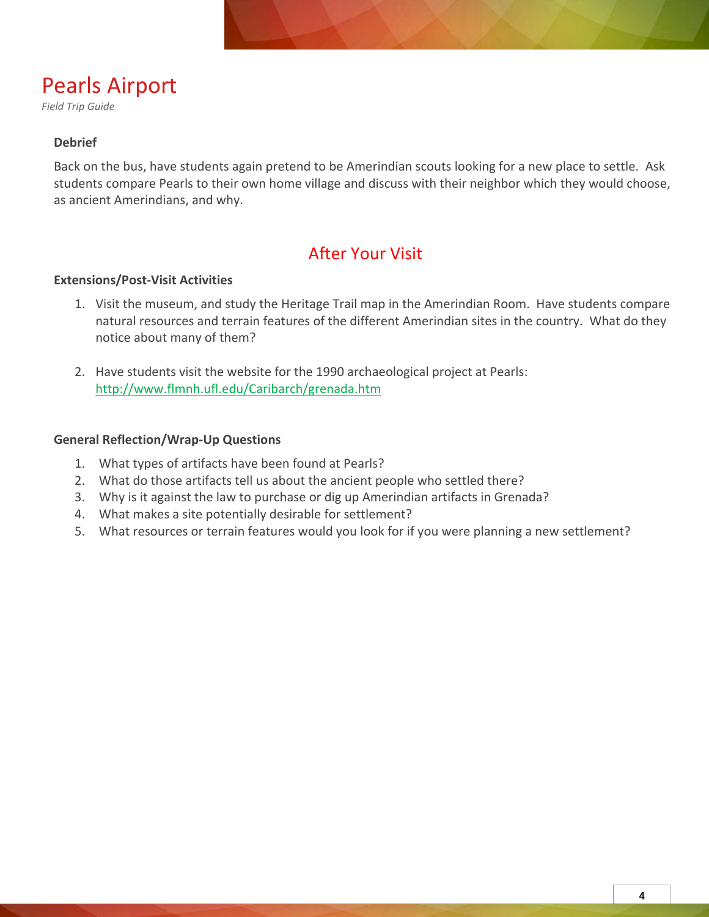# Pearls Airport

*Field Trip Guide*

**Debrief**

Back on the bus, have students again pretend to be Amerindian scouts looking for a new place to settle. Ask students compare Pearls to their own home village and discuss with their neighbor which they would choose, as ancient Amerindians, and why.

## After Your Visit

**Extensions/Post-Visit Activities**

1. Visit the museum, and study the Heritage Trail map in the Amerindian Room. Have students compare natural resources and terrain features of the different Amerindian sites in the country. What do they notice about many of them?

2. Have students visit the website for the 1990 archaeological project at Pearls: http://www.flmnh.ufl.edu/Caribarch/grenada.htm

**General Reflection/Wrap-Up Questions**

1. What types of artifacts have been found at Pearls?
2. What do those artifacts tell us about the ancient people who settled there?
3. Why is it against the law to purchase or dig up Amerindian artifacts in Grenada?
4. What makes a site potentially desirable for settlement?
5. What resources or terrain features would you look for if you were planning a new settlement?